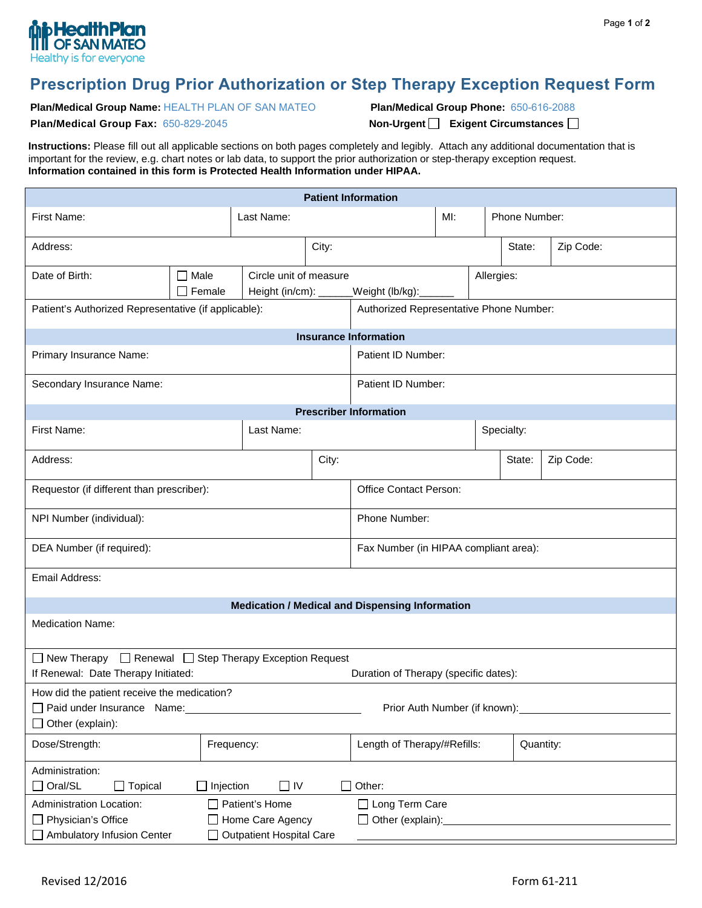HealthPlan OF SAN MATEO
Healthy is for everyone

# Prescription Drug Prior Authorization or Step Therapy Exception Request Form

**Plan/Medical Group Name:** HEALTH PLAN OF SAN MATEO
**Plan/Medical Group Phone:** 650-616-2088
**Plan/Medical Group Fax:** 650-829-2045
**Non-Urgent** ☐ **Exigent Circumstances** ☐

**Instructions:** Please fill out all applicable sections on both pages completely and legibly. Attach any additional documentation that is important for the review, e.g. chart notes or lab data, to support the prior authorization or step-therapy exception request.
**Information contained in this form is Protected Health Information under HIPAA.**

## Patient Information

| | | | |
|---|---|---|---|
| First Name: | Last Name: | MI: | Phone Number: |
| Address: | City: | State: | Zip Code: |
| Date of Birth: | ☐ Male ☐ Female | Circle unit of measure Height (in/cm): ______ Weight (lb/kg):______ | Allergies: |
| Patient's Authorized Representative (if applicable): | | Authorized Representative Phone Number: | |

## Insurance Information

| | |
|---|---|
| Primary Insurance Name: | Patient ID Number: |
| Secondary Insurance Name: | Patient ID Number: |

## Prescriber Information

| | | | |
|---|---|---|---|
| First Name: | Last Name: | Specialty: | |
| Address: | City: | State: | Zip Code: |
| Requestor (if different than prescriber): | | Office Contact Person: | |
| NPI Number (individual): | | Phone Number: | |
| DEA Number (if required): | | Fax Number (in HIPAA compliant area): | |
| Email Address: | | | |

## Medication / Medical and Dispensing Information

Medication Name:

☐ New Therapy ☐ Renewal ☐ Step Therapy Exception Request
If Renewal: Date Therapy Initiated: Duration of Therapy (specific dates):

How did the patient receive the medication?
☐ Paid under Insurance Name:______________________ Prior Auth Number (if known):______________________
☐ Other (explain):

| Dose/Strength: | Frequency: | Length of Therapy/#Refills: | Quantity: |
|---|---|---|---|

Administration:
☐ Oral/SL ☐ Topical ☐ Injection ☐ IV ☐ Other:

Administration Location:
☐ Physician's Office
☐ Ambulatory Infusion Center
☐ Patient's Home
☐ Home Care Agency
☐ Outpatient Hospital Care
☐ Long Term Care
☐ Other (explain):______________________

Revised 12/2016 Form 61-211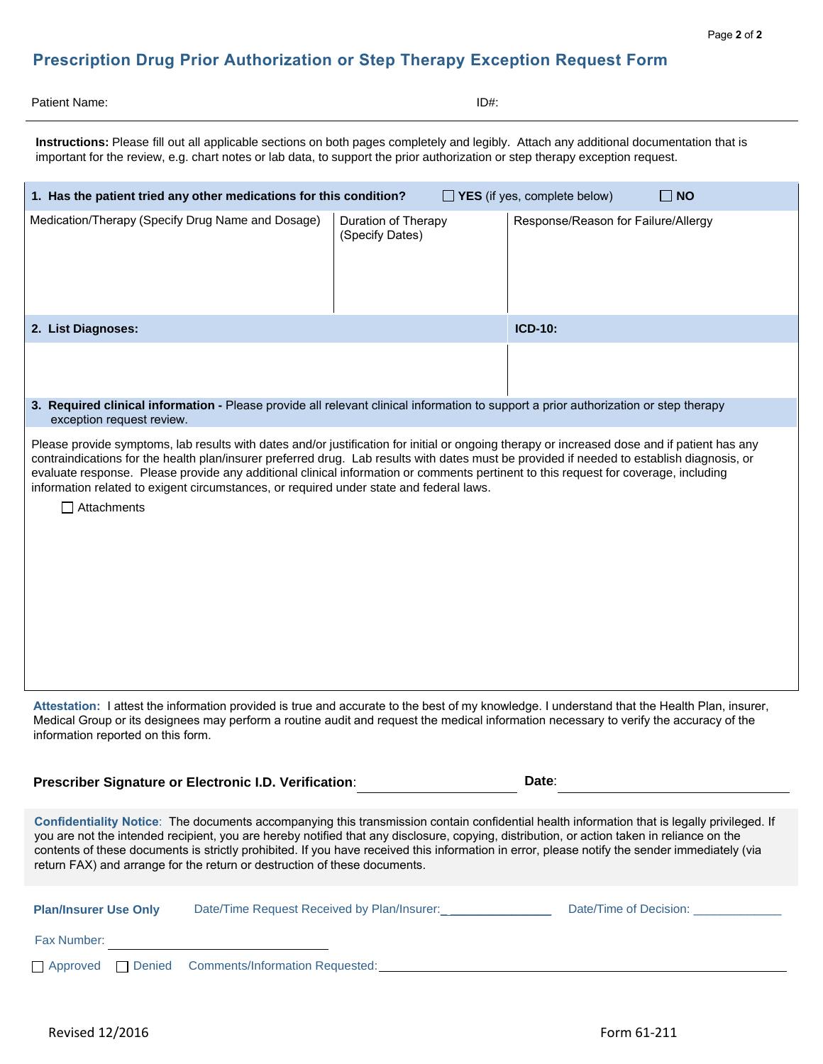## Prescription Drug Prior Authorization or Step Therapy Exception Request Form

Patient Name: ID#:

**Instructions:** Please fill out all applicable sections on both pages completely and legibly. Attach any additional documentation that is important for the review, e.g. chart notes or lab data, to support the prior authorization or step therapy exception request.

**1. Has the patient tried any other medications for this condition?** ☐ **YES** (if yes, complete below) ☐ **NO**

| Medication/Therapy (Specify Drug Name and Dosage) | Duration of Therapy (Specify Dates) | Response/Reason for Failure/Allergy |
|---|---|---|
| | | |

| 2. List Diagnoses: | ICD-10: |
|---|---|
| | |

**3. Required clinical information -** Please provide all relevant clinical information to support a prior authorization or step therapy exception request review.

Please provide symptoms, lab results with dates and/or justification for initial or ongoing therapy or increased dose and if patient has any contraindications for the health plan/insurer preferred drug. Lab results with dates must be provided if needed to establish diagnosis, or evaluate response. Please provide any additional clinical information or comments pertinent to this request for coverage, including information related to exigent circumstances, or required under state and federal laws.

☐ Attachments

**Attestation:** I attest the information provided is true and accurate to the best of my knowledge. I understand that the Health Plan, insurer, Medical Group or its designees may perform a routine audit and request the medical information necessary to verify the accuracy of the information reported on this form.

**Prescriber Signature or Electronic I.D. Verification**: \_\_\_\_\_\_\_\_\_\_\_\_\_\_\_\_\_\_\_\_ **Date**: \_\_\_\_\_\_\_\_\_\_\_\_\_\_\_\_\_\_\_\_

**Confidentiality Notice**: The documents accompanying this transmission contain confidential health information that is legally privileged. If you are not the intended recipient, you are hereby notified that any disclosure, copying, distribution, or action taken in reliance on the contents of these documents is strictly prohibited. If you have received this information in error, please notify the sender immediately (via return FAX) and arrange for the return or destruction of these documents.

**Plan/Insurer Use Only** Date/Time Request Received by Plan/Insurer: \_\_\_\_\_\_\_\_\_\_\_\_\_\_\_ Date/Time of Decision: \_\_\_\_\_\_\_\_\_\_\_\_\_

Fax Number: \_\_\_\_\_\_\_\_\_\_\_\_\_\_\_\_\_\_\_\_

☐ Approved ☐ Denied Comments/Information Requested: \_\_\_\_\_\_\_\_\_\_\_\_\_\_\_\_\_\_\_\_\_\_\_\_\_\_\_\_\_\_\_\_\_\_\_\_\_\_

Revised 12/2016 Form 61-211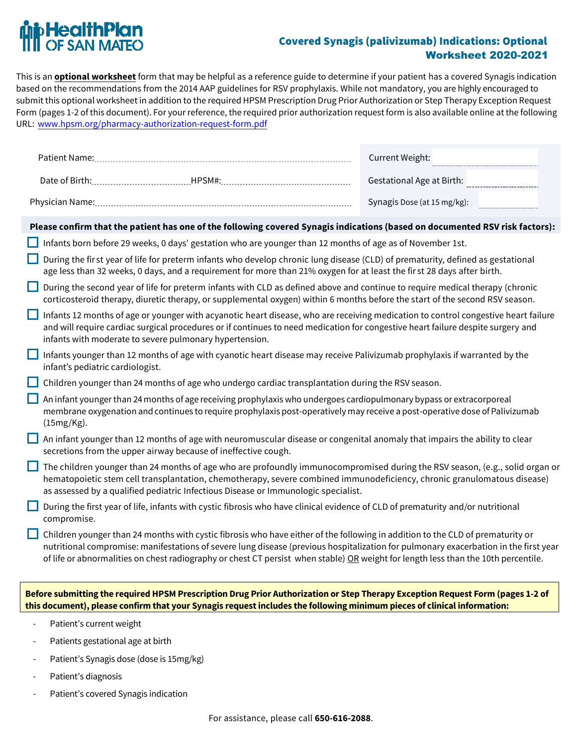**HealthPlan OF SAN MATEO**

## Covered Synagis (palivizumab) Indications: Optional Worksheet 2020-2021

This is an **optional worksheet** form that may be helpful as a reference guide to determine if your patient has a covered Synagis indication based on the recommendations from the 2014 AAP guidelines for RSV prophylaxis. While not mandatory, you are highly encouraged to submit this optional worksheet in addition to the required HPSM Prescription Drug Prior Authorization or Step Therapy Exception Request Form (pages 1-2 of this document). For your reference, the required prior authorization request form is also available online at the following URL: [www.hpsm.org/pharmacy-authorization-request-form.pdf](www.hpsm.org/pharmacy-authorization-request-form.pdf)

| | |
|---|---|
| Patient Name: ______________________ | Current Weight: __________ |
| Date of Birth: __________ HPSM#: __________ | Gestational Age at Birth: __________ |
| Physician Name: ______________________ | Synagis Dose (at 15 mg/kg): __________ |

**Please confirm that the patient has one of the following covered Synagis indications (based on documented RSV risk factors):**

- ☐ Infants born before 29 weeks, 0 days' gestation who are younger than 12 months of age as of November 1st.
- ☐ During the first year of life for preterm infants who develop chronic lung disease (CLD) of prematurity, defined as gestational age less than 32 weeks, 0 days, and a requirement for more than 21% oxygen for at least the first 28 days after birth.
- ☐ During the second year of life for preterm infants with CLD as defined above and continue to require medical therapy (chronic corticosteroid therapy, diuretic therapy, or supplemental oxygen) within 6 months before the start of the second RSV season.
- ☐ Infants 12 months of age or younger with acyanotic heart disease, who are receiving medication to control congestive heart failure and will require cardiac surgical procedures or if continues to need medication for congestive heart failure despite surgery and infants with moderate to severe pulmonary hypertension.
- ☐ Infants younger than 12 months of age with cyanotic heart disease may receive Palivizumab prophylaxis if warranted by the infant's pediatric cardiologist.
- ☐ Children younger than 24 months of age who undergo cardiac transplantation during the RSV season.
- ☐ An infant younger than 24 months of age receiving prophylaxis who undergoes cardiopulmonary bypass or extracorporeal membrane oxygenation and continues to require prophylaxis post-operatively may receive a post-operative dose of Palivizumab (15mg/Kg).
- ☐ An infant younger than 12 months of age with neuromuscular disease or congenital anomaly that impairs the ability to clear secretions from the upper airway because of ineffective cough.
- ☐ The children younger than 24 months of age who are profoundly immunocompromised during the RSV season, (e.g., solid organ or hematopoietic stem cell transplantation, chemotherapy, severe combined immunodeficiency, chronic granulomatous disease) as assessed by a qualified pediatric Infectious Disease or Immunologic specialist.
- ☐ During the first year of life, infants with cystic fibrosis who have clinical evidence of CLD of prematurity and/or nutritional compromise.
- ☐ Children younger than 24 months with cystic fibrosis who have either of the following in addition to the CLD of prematurity or nutritional compromise: manifestations of severe lung disease (previous hospitalization for pulmonary exacerbation in the first year of life or abnormalities on chest radiography or chest CT persist when stable) OR weight for length less than the 10th percentile.

**Before submitting the required HPSM Prescription Drug Prior Authorization or Step Therapy Exception Request Form (pages 1-2 of this document), please confirm that your Synagis request includes the following minimum pieces of clinical information:**

- Patient's current weight
- Patients gestational age at birth
- Patient's Synagis dose (dose is 15mg/kg)
- Patient's diagnosis
- Patient's covered Synagis indication

For assistance, please call **650-616-2088**.